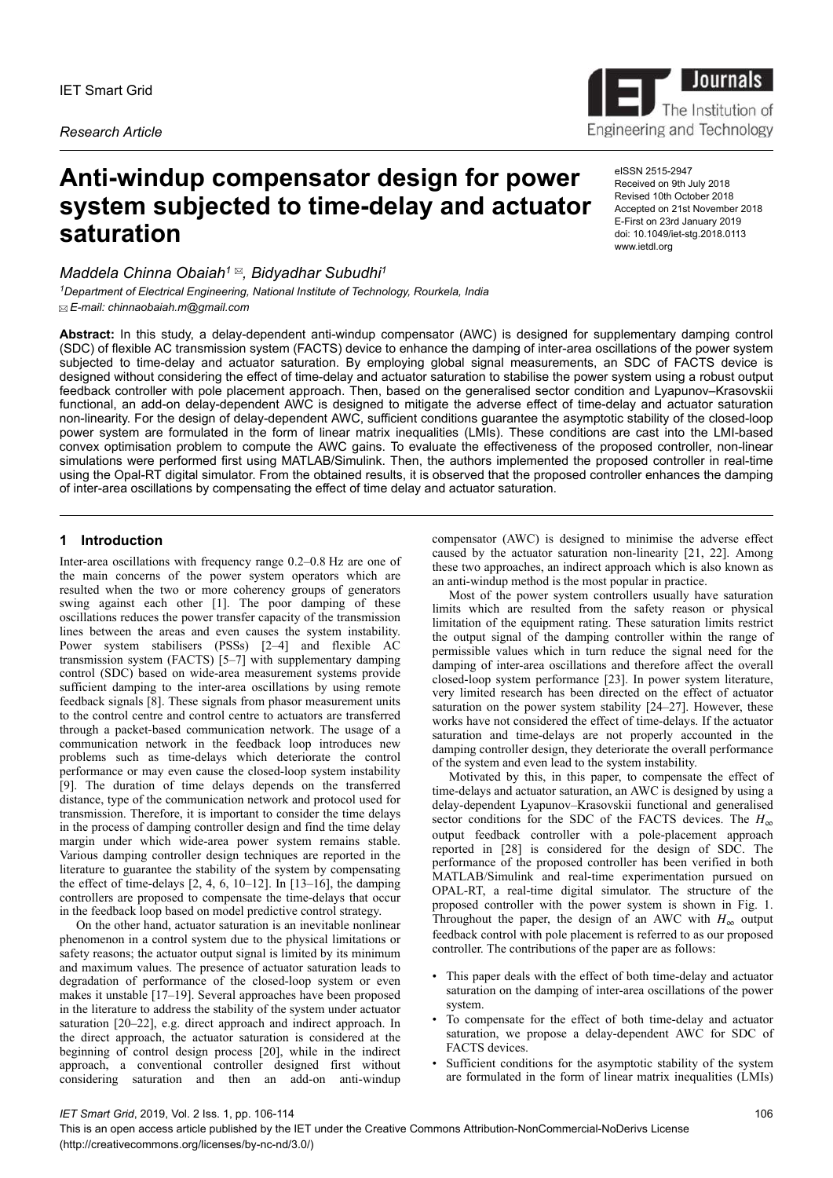IET Smart Grid

*Research Article*

# Anti-windup compensator design for power system subjected to time-delay and actuator saturation

eISSN 2515-2947
Received on 9th July 2018
Revised 10th October 2018
Accepted on 21st November 2018
E-First on 23rd January 2019
doi: 10.1049/iet-stg.2018.0113
www.ietdl.org

*Maddela Chinna Obaiah[1] ✉, Bidyadhar Subudhi[1]*

[1]*Department of Electrical Engineering, National Institute of Technology, Rourkela, India*
✉ *E-mail: chinnaobaiah.m@gmail.com*

**Abstract:** In this study, a delay-dependent anti-windup compensator (AWC) is designed for supplementary damping control (SDC) of flexible AC transmission system (FACTS) device to enhance the damping of inter-area oscillations of the power system subjected to time-delay and actuator saturation. By employing global signal measurements, an SDC of FACTS device is designed without considering the effect of time-delay and actuator saturation to stabilise the power system using a robust output feedback controller with pole placement approach. Then, based on the generalised sector condition and Lyapunov–Krasovskii functional, an add-on delay-dependent AWC is designed to mitigate the adverse effect of time-delay and actuator saturation non-linearity. For the design of delay-dependent AWC, sufficient conditions guarantee the asymptotic stability of the closed-loop power system are formulated in the form of linear matrix inequalities (LMIs). These conditions are cast into the LMI-based convex optimisation problem to compute the AWC gains. To evaluate the effectiveness of the proposed controller, non-linear simulations were performed first using MATLAB/Simulink. Then, the authors implemented the proposed controller in real-time using the Opal-RT digital simulator. From the obtained results, it is observed that the proposed controller enhances the damping of inter-area oscillations by compensating the effect of time delay and actuator saturation.

## 1 Introduction

Inter-area oscillations with frequency range 0.2–0.8 Hz are one of the main concerns of the power system operators which are resulted when the two or more coherency groups of generators swing against each other [1]. The poor damping of these oscillations reduces the power transfer capacity of the transmission lines between the areas and even causes the system instability. Power system stabilisers (PSSs) [2–4] and flexible AC transmission system (FACTS) [5–7] with supplementary damping control (SDC) based on wide-area measurement systems provide sufficient damping to the inter-area oscillations by using remote feedback signals [8]. These signals from phasor measurement units to the control centre and control centre to actuators are transferred through a packet-based communication network. The usage of a communication network in the feedback loop introduces new problems such as time-delays which deteriorate the control performance or may even cause the closed-loop system instability [9]. The duration of time delays depends on the transferred distance, type of the communication network and protocol used for transmission. Therefore, it is important to consider the time delays in the process of damping controller design and find the time delay margin under which wide-area power system remains stable. Various damping controller design techniques are reported in the literature to guarantee the stability of the system by compensating the effect of time-delays [2, 4, 6, 10–12]. In [13–16], the damping controllers are proposed to compensate the time-delays that occur in the feedback loop based on model predictive control strategy.

On the other hand, actuator saturation is an inevitable nonlinear phenomenon in a control system due to the physical limitations or safety reasons; the actuator output signal is limited by its minimum and maximum values. The presence of actuator saturation leads to degradation of performance of the closed-loop system or even makes it unstable [17–19]. Several approaches have been proposed in the literature to address the stability of the system under actuator saturation [20–22], e.g. direct approach and indirect approach. In the direct approach, the actuator saturation is considered at the beginning of control design process [20], while in the indirect approach, a conventional controller designed first without considering saturation and then an add-on anti-windup compensator (AWC) is designed to minimise the adverse effect caused by the actuator saturation non-linearity [21, 22]. Among these two approaches, an indirect approach which is also known as an anti-windup method is the most popular in practice.

Most of the power system controllers usually have saturation limits which are resulted from the safety reason or physical limitation of the equipment rating. These saturation limits restrict the output signal of the damping controller within the range of permissible values which in turn reduce the signal need for the damping of inter-area oscillations and therefore affect the overall closed-loop system performance [23]. In power system literature, very limited research has been directed on the effect of actuator saturation on the power system stability [24–27]. However, these works have not considered the effect of time-delays. If the actuator saturation and time-delays are not properly accounted in the damping controller design, they deteriorate the overall performance of the system and even lead to the system instability.

Motivated by this, in this paper, to compensate the effect of time-delays and actuator saturation, an AWC is designed by using a delay-dependent Lyapunov–Krasovskii functional and generalised sector conditions for the SDC of the FACTS devices. The $H_\infty$ output feedback controller with a pole-placement approach reported in [28] is considered for the design of SDC. The performance of the proposed controller has been verified in both MATLAB/Simulink and real-time experimentation pursued on OPAL-RT, a real-time digital simulator. The structure of the proposed controller with the power system is shown in Fig. 1. Throughout the paper, the design of an AWC with $H_\infty$ output feedback control with pole placement is referred to as our proposed controller. The contributions of the paper are as follows:

- This paper deals with the effect of both time-delay and actuator saturation on the damping of inter-area oscillations of the power system.
- To compensate for the effect of both time-delay and actuator saturation, we propose a delay-dependent AWC for SDC of FACTS devices.
- Sufficient conditions for the asymptotic stability of the system are formulated in the form of linear matrix inequalities (LMIs)

This is an open access article published by the IET under the Creative Commons Attribution-NonCommercial-NoDerivs License (http://creativecommons.org/licenses/by-nc-nd/3.0/)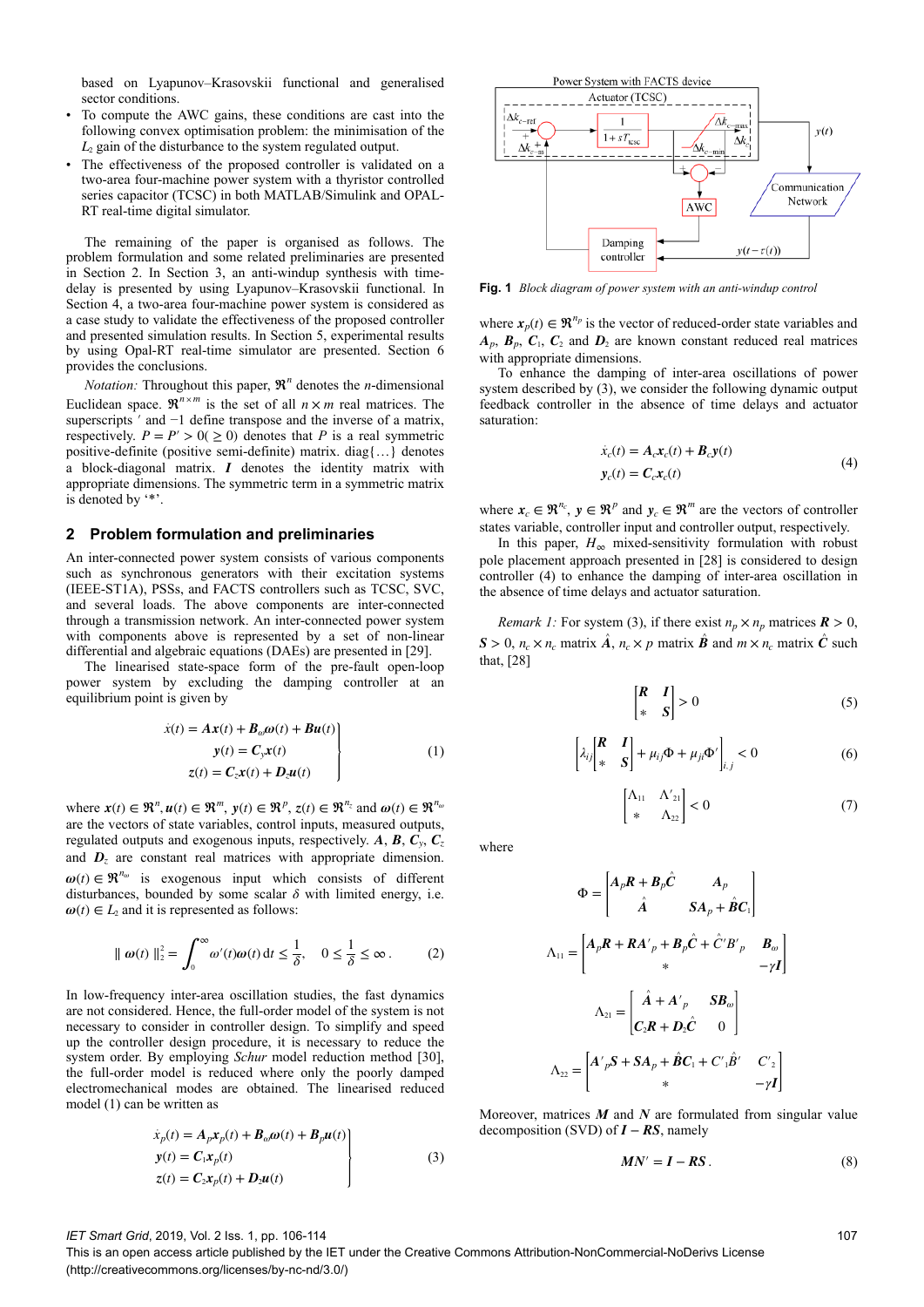based on Lyapunov–Krasovskii functional and generalised sector conditions.

- To compute the AWC gains, these conditions are cast into the following convex optimisation problem: the minimisation of the $L_2$ gain of the disturbance to the system regulated output.
- The effectiveness of the proposed controller is validated on a two-area four-machine power system with a thyristor controlled series capacitor (TCSC) in both MATLAB/Simulink and OPAL-RT real-time digital simulator.

The remaining of the paper is organised as follows. The problem formulation and some related preliminaries are presented in Section 2. In Section 3, an anti-windup synthesis with time-delay is presented by using Lyapunov–Krasovskii functional. In Section 4, a two-area four-machine power system is considered as a case study to validate the effectiveness of the proposed controller and presented simulation results. In Section 5, experimental results by using Opal-RT real-time simulator are presented. Section 6 provides the conclusions.

*Notation:* Throughout this paper, $\Re^n$ denotes the $n$-dimensional Euclidean space. $\Re^{n\times m}$ is the set of all $n\times m$ real matrices. The superscripts $'$ and $-1$ define transpose and the inverse of a matrix, respectively. $P = P' > 0 (\geq 0)$ denotes that $P$ is a real symmetric positive-definite (positive semi-definite) matrix. diag$\{\ldots\}$ denotes a block-diagonal matrix. $\boldsymbol{I}$ denotes the identity matrix with appropriate dimensions. The symmetric term in a symmetric matrix is denoted by '*'.

## 2 Problem formulation and preliminaries

An inter-connected power system consists of various components such as synchronous generators with their excitation systems (IEEE-ST1A), PSSs, and FACTS controllers such as TCSC, SVC, and several loads. The above components are inter-connected through a transmission network. An inter-connected power system with components above is represented by a set of non-linear differential and algebraic equations (DAEs) are presented in [29].

The linearised state-space form of the pre-fault open-loop power system by excluding the damping controller at an equilibrium point is given by

$$\left.\begin{aligned} \dot{x}(t) &= \boldsymbol{A}\boldsymbol{x}(t) + \boldsymbol{B}_{\omega}\boldsymbol{\omega}(t) + \boldsymbol{B}\boldsymbol{u}(t) \\ \boldsymbol{y}(t) &= \boldsymbol{C}_y\boldsymbol{x}(t) \\ z(t) &= \boldsymbol{C}_z\boldsymbol{x}(t) + \boldsymbol{D}_z\boldsymbol{u}(t) \end{aligned}\right\} \tag{1}$$

where $\boldsymbol{x}(t) \in \Re^n, \boldsymbol{u}(t) \in \Re^m, \boldsymbol{y}(t) \in \Re^p, z(t) \in \Re^{n_z}$ and $\boldsymbol{\omega}(t) \in \Re^{n_\omega}$ are the vectors of state variables, control inputs, measured outputs, regulated outputs and exogenous inputs, respectively. $\boldsymbol{A}$, $\boldsymbol{B}$, $\boldsymbol{C}_y$, $\boldsymbol{C}_z$ and $\boldsymbol{D}_z$ are constant real matrices with appropriate dimension. $\boldsymbol{\omega}(t) \in \Re^{n_\omega}$ is exogenous input which consists of different disturbances, bounded by some scalar $\delta$ with limited energy, i.e. $\boldsymbol{\omega}(t) \in L_2$ and it is represented as follows:

$$\| \boldsymbol{\omega}(t) \|_2^2 = \int_0^\infty \omega'(t)\boldsymbol{\omega}(t)\,\mathrm{d}t \leq \frac{1}{\delta}, \quad 0 \leq \frac{1}{\delta} \leq \infty\,. \tag{2}$$

In low-frequency inter-area oscillation studies, the fast dynamics are not considered. Hence, the full-order model of the system is not necessary to consider in controller design. To simplify and speed up the controller design procedure, it is necessary to reduce the system order. By employing *Schur* model reduction method [30], the full-order model is reduced where only the poorly damped electromechanical modes are obtained. The linearised reduced model (1) can be written as

$$\left.\begin{aligned} \dot{x}_p(t) &= \boldsymbol{A}_p\boldsymbol{x}_p(t) + \boldsymbol{B}_\omega\boldsymbol{\omega}(t) + \boldsymbol{B}_p\boldsymbol{u}(t) \\ \boldsymbol{y}(t) &= \boldsymbol{C}_1\boldsymbol{x}_p(t) \\ z(t) &= \boldsymbol{C}_2\boldsymbol{x}_p(t) + \boldsymbol{D}_2\boldsymbol{u}(t) \end{aligned}\right\} \tag{3}$$

Fig. 1 *Block diagram of power system with an anti-windup control*

where $\boldsymbol{x}_p(t) \in \Re^{n_p}$ is the vector of reduced-order state variables and $\boldsymbol{A}_p$, $\boldsymbol{B}_p$, $\boldsymbol{C}_1$, $\boldsymbol{C}_2$ and $\boldsymbol{D}_2$ are known constant reduced real matrices with appropriate dimensions.

To enhance the damping of inter-area oscillations of power system described by (3), we consider the following dynamic output feedback controller in the absence of time delays and actuator saturation:

$$\begin{aligned} \dot{x}_c(t) &= \boldsymbol{A}_c\boldsymbol{x}_c(t) + \boldsymbol{B}_c\boldsymbol{y}(t) \\ \boldsymbol{y}_c(t) &= \boldsymbol{C}_c\boldsymbol{x}_c(t) \end{aligned} \tag{4}$$

where $\boldsymbol{x}_c \in \Re^{n_c}$, $\boldsymbol{y} \in \Re^p$ and $\boldsymbol{y}_c \in \Re^m$ are the vectors of controller states variable, controller input and controller output, respectively.

In this paper, $H_\infty$ mixed-sensitivity formulation with robust pole placement approach presented in [28] is considered to design controller (4) to enhance the damping of inter-area oscillation in the absence of time delays and actuator saturation.

*Remark 1:* For system (3), if there exist $n_p \times n_p$ matrices $\boldsymbol{R} > 0$, $\boldsymbol{S} > 0$, $n_c \times n_c$ matrix $\hat{\boldsymbol{A}}$, $n_c \times p$ matrix $\hat{\boldsymbol{B}}$ and $m \times n_c$ matrix $\hat{\boldsymbol{C}}$ such that, [28]

$$\begin{bmatrix} \boldsymbol{R} & \boldsymbol{I} \\ * & \boldsymbol{S} \end{bmatrix} > 0 \tag{5}$$

$$\left[\lambda_{ij}\begin{bmatrix} \boldsymbol{R} & \boldsymbol{I} \\ * & \boldsymbol{S} \end{bmatrix} + \mu_{ij}\Phi + \mu_{ji}\Phi'\right]_{i,j} < 0 \tag{6}$$

$$\begin{bmatrix} \Lambda_{11} & \Lambda'_{21} \\ * & \Lambda_{22} \end{bmatrix} < 0 \tag{7}$$

where

$$\Phi = \begin{bmatrix} \boldsymbol{A}_p\boldsymbol{R} + \boldsymbol{B}_p\hat{\boldsymbol{C}} & \boldsymbol{A}_p \\ \hat{\boldsymbol{A}} & \boldsymbol{S}\boldsymbol{A}_p + \hat{\boldsymbol{B}}\boldsymbol{C}_1 \end{bmatrix}$$

$$\Lambda_{11} = \begin{bmatrix} \boldsymbol{A}_p\boldsymbol{R} + \boldsymbol{R}\boldsymbol{A}'_p + \boldsymbol{B}_p\hat{\boldsymbol{C}} + \hat{\boldsymbol{C}}'\boldsymbol{B}'_p & \boldsymbol{B}_\omega \\ * & -\gamma\boldsymbol{I} \end{bmatrix}$$

$$\Lambda_{21} = \begin{bmatrix} \hat{\boldsymbol{A}} + \boldsymbol{A}'_p & \boldsymbol{S}\boldsymbol{B}_\omega \\ \boldsymbol{C}_2\boldsymbol{R} + \boldsymbol{D}_2\hat{\boldsymbol{C}} & 0 \end{bmatrix}$$

$$\Lambda_{22} = \begin{bmatrix} \boldsymbol{A}'_p\boldsymbol{S} + \boldsymbol{S}\boldsymbol{A}_p + \hat{\boldsymbol{B}}\boldsymbol{C}_1 + \boldsymbol{C}'_1\hat{\boldsymbol{B}}' & \boldsymbol{C}'_2 \\ * & -\gamma\boldsymbol{I} \end{bmatrix}$$

Moreover, matrices $\boldsymbol{M}$ and $\boldsymbol{N}$ are formulated from singular value decomposition (SVD) of $\boldsymbol{I} - \boldsymbol{R}\boldsymbol{S}$, namely

$$\boldsymbol{M}\boldsymbol{N}' = \boldsymbol{I} - \boldsymbol{R}\boldsymbol{S}\,. \tag{8}$$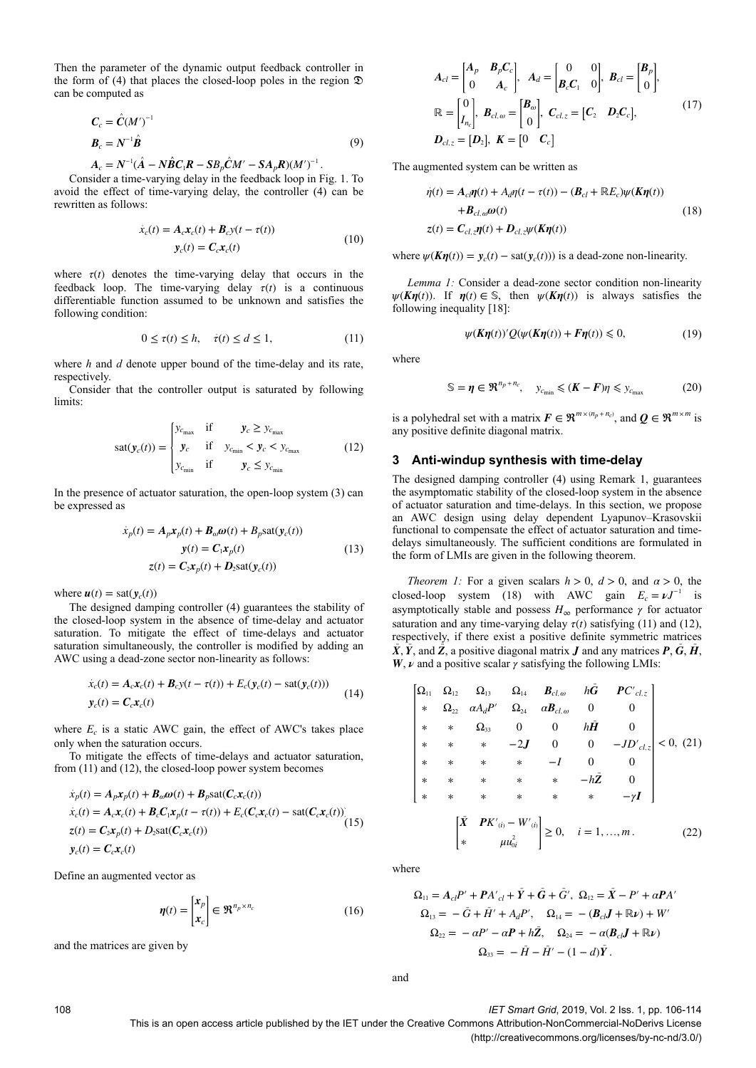Then the parameter of the dynamic output feedback controller in the form of (4) that places the closed-loop poles in the region $\mathfrak{D}$ can be computed as

$$
\begin{aligned}
\boldsymbol{C}_c &= \hat{\boldsymbol{C}}(M')^{-1} \\
\boldsymbol{B}_c &= \boldsymbol{N}^{-1}\hat{\boldsymbol{B}} \\
\boldsymbol{A}_c &= \boldsymbol{N}^{-1}(\hat{\boldsymbol{A}} - \boldsymbol{N}\hat{\boldsymbol{B}}\boldsymbol{C}_1\boldsymbol{R} - \boldsymbol{S}B_p\hat{\boldsymbol{C}}M' - \boldsymbol{S}\boldsymbol{A}_p\boldsymbol{R})(M')^{-1}.
\end{aligned}
\tag{9}
$$

Consider a time-varying delay in the feedback loop in Fig. 1. To avoid the effect of time-varying delay, the controller (4) can be rewritten as follows:

$$
\begin{aligned}
\dot{x}_c(t) &= \boldsymbol{A}_c\boldsymbol{x}_c(t) + \boldsymbol{B}_c y(t - \tau(t)) \\
\boldsymbol{y}_c(t) &= \boldsymbol{C}_c\boldsymbol{x}_c(t)
\end{aligned}
\tag{10}
$$

where $\tau(t)$ denotes the time-varying delay that occurs in the feedback loop. The time-varying delay $\tau(t)$ is a continuous differentiable function assumed to be unknown and satisfies the following condition:

$$
0 \le \tau(t) \le h, \quad \dot{\tau}(t) \le d \le 1, \tag{11}
$$

where $h$ and $d$ denote upper bound of the time-delay and its rate, respectively.

Consider that the controller output is saturated by following limits:

$$
\text{sat}(\boldsymbol{y}_c(t)) = \begin{cases} y_{c_{\max}} & \text{if} \quad \boldsymbol{y}_c \ge y_{c_{\max}} \\ \boldsymbol{y}_c & \text{if} \quad y_{c_{\min}} < \boldsymbol{y}_c < y_{c_{\max}} \\ y_{c_{\min}} & \text{if} \quad \boldsymbol{y}_c \le y_{c_{\min}} \end{cases} \tag{12}
$$

In the presence of actuator saturation, the open-loop system (3) can be expressed as

$$
\begin{aligned}
\dot{x}_p(t) &= \boldsymbol{A}_p\boldsymbol{x}_p(t) + \boldsymbol{B}_\omega\boldsymbol{\omega}(t) + B_p\text{sat}(\boldsymbol{y}_c(t)) \\
\boldsymbol{y}(t) &= \boldsymbol{C}_1\boldsymbol{x}_p(t) \\
\boldsymbol{z}(t) &= \boldsymbol{C}_2\boldsymbol{x}_p(t) + \boldsymbol{D}_2\text{sat}(\boldsymbol{y}_c(t))
\end{aligned}
\tag{13}
$$

where $\boldsymbol{u}(t) = \text{sat}(\boldsymbol{y}_c(t))$

The designed damping controller (4) guarantees the stability of the closed-loop system in the absence of time-delay and actuator saturation. To mitigate the effect of time-delays and actuator saturation simultaneously, the controller is modified by adding an AWC using a dead-zone sector non-linearity as follows:

$$
\begin{aligned}
\dot{x}_c(t) &= \boldsymbol{A}_c\boldsymbol{x}_c(t) + \boldsymbol{B}_c y(t - \tau(t)) + E_c(\boldsymbol{y}_c(t) - \text{sat}(\boldsymbol{y}_c(t))) \\
\boldsymbol{y}_c(t) &= \boldsymbol{C}_c\boldsymbol{x}_c(t)
\end{aligned}
\tag{14}
$$

where $E_c$ is a static AWC gain, the effect of AWC's takes place only when the saturation occurs.

To mitigate the effects of time-delays and actuator saturation, from (11) and (12), the closed-loop power system becomes

$$
\begin{aligned}
\dot{x}_p(t) &= \boldsymbol{A}_p\boldsymbol{x}_p(t) + \boldsymbol{B}_\omega\boldsymbol{\omega}(t) + \boldsymbol{B}_p\text{sat}(\boldsymbol{C}_c\boldsymbol{x}_c(t)) \\
\dot{x}_c(t) &= \boldsymbol{A}_c\boldsymbol{x}_c(t) + \boldsymbol{B}_c\boldsymbol{C}_1\boldsymbol{x}_p(t - \tau(t)) + E_c(\boldsymbol{C}_c\boldsymbol{x}_c(t) - \text{sat}(\boldsymbol{C}_c\boldsymbol{x}_c(t))) \\
\boldsymbol{z}(t) &= \boldsymbol{C}_2\boldsymbol{x}_p(t) + D_2\text{sat}(\boldsymbol{C}_c\boldsymbol{x}_c(t)) \\
\boldsymbol{y}_c(t) &= \boldsymbol{C}_c\boldsymbol{x}_c(t)
\end{aligned}
\tag{15}
$$

Define an augmented vector as

$$
\boldsymbol{\eta}(t) = \begin{bmatrix} \boldsymbol{x}_p \\ \boldsymbol{x}_c \end{bmatrix} \in \mathfrak{R}^{n_p \times n_c} \tag{16}
$$

and the matrices are given by

$$
\begin{aligned}
&\boldsymbol{A}_{cl} = \begin{bmatrix} \boldsymbol{A}_p & \boldsymbol{B}_p\boldsymbol{C}_c \\ 0 & \boldsymbol{A}_c \end{bmatrix}, \quad \boldsymbol{A}_d = \begin{bmatrix} 0 & 0 \\ \boldsymbol{B}_c\boldsymbol{C}_1 & 0 \end{bmatrix}, \quad \boldsymbol{B}_{cl} = \begin{bmatrix} \boldsymbol{B}_p \\ 0 \end{bmatrix}, \\
&\mathbb{R} = \begin{bmatrix} 0 \\ I_{n_c} \end{bmatrix}, \quad \boldsymbol{B}_{cl,\omega} = \begin{bmatrix} \boldsymbol{B}_\omega \\ 0 \end{bmatrix}, \quad \boldsymbol{C}_{cl,z} = \begin{bmatrix} \boldsymbol{C}_2 & \boldsymbol{D}_2\boldsymbol{C}_c \end{bmatrix}, \\
&\boldsymbol{D}_{cl,z} = [\boldsymbol{D}_2], \quad \boldsymbol{K} = \begin{bmatrix} 0 & \boldsymbol{C}_c \end{bmatrix}
\end{aligned}
\tag{17}
$$

The augmented system can be written as

$$
\begin{aligned}
\dot{\eta}(t) &= \boldsymbol{A}_{cl}\boldsymbol{\eta}(t) + A_d\eta(t - \tau(t)) - (\boldsymbol{B}_{cl} + \mathbb{R}E_c)\psi(\boldsymbol{K}\boldsymbol{\eta}(t)) \\
&\quad + \boldsymbol{B}_{cl,\omega}\boldsymbol{\omega}(t) \\
\boldsymbol{z}(t) &= \boldsymbol{C}_{cl,z}\boldsymbol{\eta}(t) + \boldsymbol{D}_{cl,z}\psi(\boldsymbol{K}\boldsymbol{\eta}(t))
\end{aligned}
\tag{18}
$$

where $\psi(\boldsymbol{K}\boldsymbol{\eta}(t)) = \boldsymbol{y}_c(t) - \text{sat}(\boldsymbol{y}_c(t)))$ is a dead-zone non-linearity.

*Lemma 1:* Consider a dead-zone sector condition non-linearity $\psi(\boldsymbol{K}\boldsymbol{\eta}(t))$. If $\boldsymbol{\eta}(t) \in \mathbb{S}$, then $\psi(\boldsymbol{K}\boldsymbol{\eta}(t))$ is always satisfies the following inequality [18]:

$$
\psi(\boldsymbol{K}\boldsymbol{\eta}(t))'Q(\psi(\boldsymbol{K}\boldsymbol{\eta}(t)) + \boldsymbol{F}\boldsymbol{\eta}(t)) \leqslant 0, \tag{19}
$$

where

$$
\mathbb{S} = \boldsymbol{\eta} \in \mathfrak{R}^{n_p + n_c}, \quad y_{c_{\min}} \leqslant (\boldsymbol{K} - \boldsymbol{F})\eta \leqslant y_{c_{\max}} \tag{20}
$$

is a polyhedral set with a matrix $\boldsymbol{F} \in \mathfrak{R}^{m \times (n_p + n_c)}$, and $\boldsymbol{Q} \in \mathfrak{R}^{m \times m}$ is any positive definite diagonal matrix.

## 3 Anti-windup synthesis with time-delay

The designed damping controller (4) using Remark 1, guarantees the asymptotic stability of the closed-loop system in the absence of actuator saturation and time-delays. In this section, we propose an AWC design using delay dependent Lyapunov–Krasovskii functional to compensate the effect of actuator saturation and time-delays simultaneously. The sufficient conditions are formulated in the form of LMIs are given in the following theorem.

*Theorem 1:* For a given scalars $h > 0$, $d > 0$, and $\alpha > 0$, the closed-loop system (18) with AWC gain $E_c = \boldsymbol{\nu}J^{-1}$ is asymptotically stable and possess $H_\infty$ performance $\gamma$ for actuator saturation and any time-varying delay $\tau(t)$ satisfying (11) and (12), respectively, if there exist a positive definite symmetric matrices $\bar{\boldsymbol{X}}$, $\bar{\boldsymbol{Y}}$, and $\bar{\boldsymbol{Z}}$, a positive diagonal matrix $\boldsymbol{J}$ and any matrices $\boldsymbol{P}$, $\bar{\boldsymbol{G}}$, $\bar{\boldsymbol{H}}$, $\boldsymbol{W}$, $\boldsymbol{\nu}$ and a positive scalar $\gamma$ satisfying the following LMIs:

$$
\begin{bmatrix}
\Omega_{11} & \Omega_{12} & \Omega_{13} & \Omega_{14} & \boldsymbol{B}_{cl,\omega} & h\bar{\boldsymbol{G}} & \boldsymbol{P}\boldsymbol{C}'_{cl,z} \\
* & \Omega_{22} & \alpha A_d\boldsymbol{P}' & \Omega_{24} & \alpha\boldsymbol{B}_{cl,\omega} & 0 & 0 \\
* & * & \Omega_{33} & 0 & 0 & h\bar{\boldsymbol{H}} & 0 \\
* & * & * & -2\boldsymbol{J} & 0 & 0 & -JD'_{cl,z} \\
* & * & * & * & -I & 0 & 0 \\
* & * & * & * & * & -h\bar{\boldsymbol{Z}} & 0 \\
* & * & * & * & * & * & -\gamma\boldsymbol{I}
\end{bmatrix} < 0, \tag{21}
$$

$$
\begin{bmatrix} \bar{\boldsymbol{X}} & \boldsymbol{P}\boldsymbol{K}'_{(i)} - W'_{(i)} \\ * & \mu u_{0i}^2 \end{bmatrix} \ge 0, \quad i = 1, \dots, m. \tag{22}
$$

where

$$
\begin{aligned}
&\Omega_{11} = \boldsymbol{A}_{cl}P' + \boldsymbol{P}A'_{cl} + \bar{\boldsymbol{Y}} + \bar{\boldsymbol{G}} + \bar{G}', \quad \Omega_{12} = \bar{\boldsymbol{X}} - P' + \alpha\boldsymbol{P}A' \\
&\Omega_{13} = -\bar{G} + \bar{H}' + A_dP', \quad \Omega_{14} = -(\boldsymbol{B}_{cl}\boldsymbol{J} + \mathbb{R}\boldsymbol{\nu}) + W' \\
&\Omega_{22} = -\alpha P' - \alpha\boldsymbol{P} + h\bar{\boldsymbol{Z}}, \quad \Omega_{24} = -\alpha(\boldsymbol{B}_{cl}\boldsymbol{J} + \mathbb{R}\boldsymbol{\nu}) \\
&\Omega_{33} = -\bar{H} - \bar{H}' - (1 - d)\bar{\boldsymbol{Y}}.
\end{aligned}
$$

and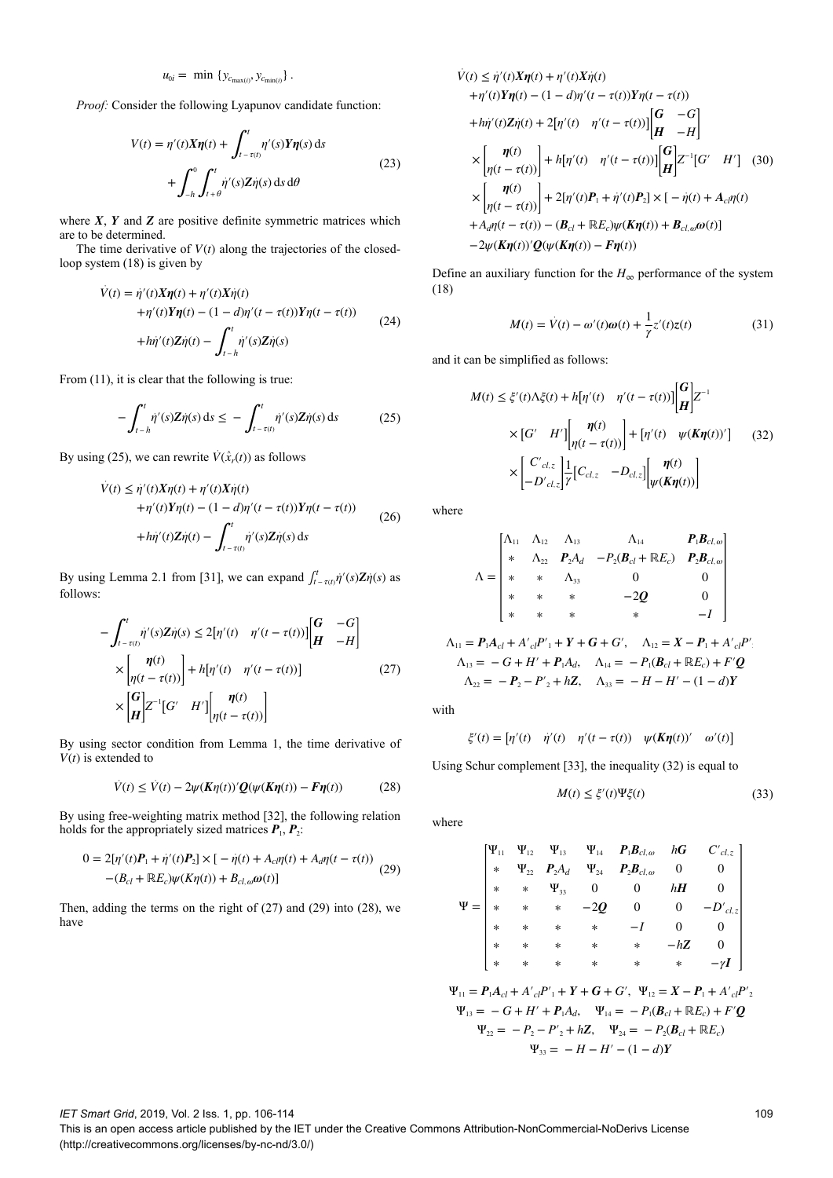$$u_{0i} = \min\{y_{c_{\max(i)}}, y_{c_{\min(i)}}\}.$$

*Proof:* Consider the following Lyapunov candidate function:

$$V(t) = \eta'(t)\boldsymbol{X}\boldsymbol{\eta}(t) + \int_{t-\tau(t)}^{t} \eta'(s)\boldsymbol{Y}\boldsymbol{\eta}(s)\,\mathrm{d}s + \int_{-h}^{0}\int_{t+\theta}^{t} \dot{\eta}'(s)\boldsymbol{Z}\dot{\eta}(s)\,\mathrm{d}s\,\mathrm{d}\theta \tag{23}$$

where $\boldsymbol{X}$, $\boldsymbol{Y}$ and $\boldsymbol{Z}$ are positive definite symmetric matrices which are to be determined.

The time derivative of $V(t)$ along the trajectories of the closed-loop system (18) is given by

$$\begin{aligned}\dot{V}(t) = {} & \dot{\eta}'(t)\boldsymbol{X}\boldsymbol{\eta}(t) + \eta'(t)\boldsymbol{X}\dot{\eta}(t) \\ & + \eta'(t)\boldsymbol{Y}\boldsymbol{\eta}(t) - (1-d)\eta'(t-\tau(t))\boldsymbol{Y}\eta(t-\tau(t)) \\ & + h\dot{\eta}'(t)\boldsymbol{Z}\dot{\eta}(t) - \int_{t-h}^{t}\dot{\eta}'(s)\boldsymbol{Z}\dot{\eta}(s)\end{aligned} \tag{24}$$

From (11), it is clear that the following is true:

$$-\int_{t-h}^{t}\dot{\eta}'(s)\boldsymbol{Z}\dot{\eta}(s)\,\mathrm{d}s \le -\int_{t-\tau(t)}^{t}\dot{\eta}'(s)\boldsymbol{Z}\dot{\eta}(s)\,\mathrm{d}s \tag{25}$$

By using (25), we can rewrite $\dot{V}(\hat{x}_r(t))$ as follows

$$\begin{aligned}\dot{V}(t) \le {} & \dot{\eta}'(t)\boldsymbol{X}\boldsymbol{\eta}(t) + \eta'(t)\boldsymbol{X}\dot{\eta}(t) \\ & + \eta'(t)\boldsymbol{Y}\eta(t) - (1-d)\eta'(t-\tau(t))\boldsymbol{Y}\eta(t-\tau(t)) \\ & + h\dot{\eta}'(t)\boldsymbol{Z}\dot{\eta}(t) - \int_{t-\tau(t)}^{t}\dot{\eta}'(s)\boldsymbol{Z}\dot{\eta}(s)\,\mathrm{d}s\end{aligned} \tag{26}$$

By using Lemma 2.1 from [31], we can expand $\int_{t-\tau(t)}^{t}\dot{\eta}'(s)\boldsymbol{Z}\dot{\eta}(s)$ as follows:

$$\begin{aligned}-\int_{t-\tau(t)}^{t}\dot{\eta}'(s)\boldsymbol{Z}\dot{\eta}(s) \le {} & 2\begin{bmatrix}\eta'(t) & \eta'(t-\tau(t))\end{bmatrix}\begin{bmatrix}\boldsymbol{G} & -G \\ \boldsymbol{H} & -H\end{bmatrix} \\ & \times \begin{bmatrix}\boldsymbol{\eta}(t) \\ \eta(t-\tau(t))\end{bmatrix} + h\begin{bmatrix}\eta'(t) & \eta'(t-\tau(t))\end{bmatrix} \\ & \times \begin{bmatrix}\boldsymbol{G} \\ \boldsymbol{H}\end{bmatrix} Z^{-1}\begin{bmatrix}G' & H'\end{bmatrix}\begin{bmatrix}\boldsymbol{\eta}(t) \\ \eta(t-\tau(t))\end{bmatrix}\end{aligned} \tag{27}$$

By using sector condition from Lemma 1, the time derivative of $V(t)$ is extended to

$$\dot{V}(t) \le \dot{V}(t) - 2\psi(\boldsymbol{K}\eta(t))'\boldsymbol{Q}(\psi(\boldsymbol{K}\eta(t)) - \boldsymbol{F}\eta(t)) \tag{28}$$

By using free-weighting matrix method [32], the following relation holds for the appropriately sized matrices $\boldsymbol{P}_1$, $\boldsymbol{P}_2$:

$$\begin{aligned}0 = {} & 2[\eta'(t)\boldsymbol{P}_1 + \dot{\eta}'(t)\boldsymbol{P}_2] \times [-\dot{\eta}(t) + A_{cl}\eta(t) + A_d\eta(t-\tau(t)) \\ & - (B_{cl} + \mathbb{R}E_c)\psi(K\eta(t)) + B_{cl,\omega}\boldsymbol{\omega}(t)]\end{aligned} \tag{29}$$

Then, adding the terms on the right of (27) and (29) into (28), we have

$$\begin{aligned}\dot{V}(t) \le {} & \dot{\eta}'(t)\boldsymbol{X}\boldsymbol{\eta}(t) + \eta'(t)\boldsymbol{X}\dot{\eta}(t) \\ & + \eta'(t)\boldsymbol{Y}\boldsymbol{\eta}(t) - (1-d)\eta'(t-\tau(t))\boldsymbol{Y}\eta(t-\tau(t)) \\ & + h\dot{\eta}'(t)\boldsymbol{Z}\dot{\eta}(t) + 2\begin{bmatrix}\eta'(t) & \eta'(t-\tau(t))\end{bmatrix}\begin{bmatrix}\boldsymbol{G} & -G \\ \boldsymbol{H} & -H\end{bmatrix} \\ & \times \begin{bmatrix}\boldsymbol{\eta}(t) \\ \eta(t-\tau(t))\end{bmatrix} + h\begin{bmatrix}\eta'(t) & \eta'(t-\tau(t))\end{bmatrix}\begin{bmatrix}\boldsymbol{G} \\ \boldsymbol{H}\end{bmatrix} Z^{-1}\begin{bmatrix}G' & H'\end{bmatrix} \\ & \times \begin{bmatrix}\boldsymbol{\eta}(t) \\ \eta(t-\tau(t))\end{bmatrix} + 2[\eta'(t)\boldsymbol{P}_1 + \dot{\eta}'(t)\boldsymbol{P}_2] \times [-\dot{\eta}(t) + \boldsymbol{A}_{cl}\eta(t) \\ & + A_d\eta(t-\tau(t)) - (\boldsymbol{B}_{cl} + \mathbb{R}E_c)\psi(\boldsymbol{K}\eta(t)) + \boldsymbol{B}_{cl,\omega}\boldsymbol{\omega}(t)] \\ & - 2\psi(\boldsymbol{K}\eta(t))'\boldsymbol{Q}(\psi(\boldsymbol{K}\eta(t)) - \boldsymbol{F}\eta(t))\end{aligned} \tag{30}$$

Define an auxiliary function for the $H_\infty$ performance of the system (18)

$$M(t) = \dot{V}(t) - \omega'(t)\boldsymbol{\omega}(t) + \frac{1}{\gamma}z'(t)z(t) \tag{31}$$

and it can be simplified as follows:

$$\begin{aligned}M(t) \le {} & \xi'(t)\Lambda\xi(t) + h\begin{bmatrix}\eta'(t) & \eta'(t-\tau(t))\end{bmatrix}\begin{bmatrix}\boldsymbol{G} \\ \boldsymbol{H}\end{bmatrix}Z^{-1} \\ & \times\begin{bmatrix}G' & H'\end{bmatrix}\begin{bmatrix}\boldsymbol{\eta}(t) \\ \eta(t-\tau(t))\end{bmatrix} + \begin{bmatrix}\eta'(t) & \psi(\boldsymbol{K}\eta(t))'\end{bmatrix} \\ & \times \begin{bmatrix}C'_{cl,z} \\ -D'_{cl,z}\end{bmatrix}\frac{1}{\gamma}\begin{bmatrix}C_{cl,z} & -D_{cl,z}\end{bmatrix}\begin{bmatrix}\boldsymbol{\eta}(t) \\ \psi(\boldsymbol{K}\eta(t))\end{bmatrix}\end{aligned} \tag{32}$$

where

$$\Lambda = \begin{bmatrix}\Lambda_{11} & \Lambda_{12} & \Lambda_{13} & \Lambda_{14} & \boldsymbol{P}_1\boldsymbol{B}_{cl,\omega} \\ * & \Lambda_{22} & \boldsymbol{P}_2A_d & -P_2(\boldsymbol{B}_{cl} + \mathbb{R}E_c) & \boldsymbol{P}_2\boldsymbol{B}_{cl,\omega} \\ * & * & \Lambda_{33} & 0 & 0 \\ * & * & * & -2\boldsymbol{Q} & 0 \\ * & * & * & * & -I\end{bmatrix}$$

$$\Lambda_{11} = \boldsymbol{P}_1\boldsymbol{A}_{cl} + A'_{cl}P'_1 + \boldsymbol{Y} + \boldsymbol{G} + G', \quad \Lambda_{12} = \boldsymbol{X} - \boldsymbol{P}_1 + A'_{cl}P'_2$$
$$\Lambda_{13} = -G + H' + \boldsymbol{P}_1A_d, \quad \Lambda_{14} = -P_1(\boldsymbol{B}_{cl} + \mathbb{R}E_c) + F'\boldsymbol{Q}$$
$$\Lambda_{22} = -\boldsymbol{P}_2 - P'_2 + h\boldsymbol{Z}, \quad \Lambda_{33} = -H - H' - (1-d)\boldsymbol{Y}$$

with

$$\xi'(t) = \begin{bmatrix}\eta'(t) & \dot{\eta}'(t) & \eta'(t-\tau(t)) & \psi(\boldsymbol{K}\eta(t))' & \omega'(t)\end{bmatrix}$$

Using Schur complement [33], the inequality (32) is equal to

$$M(t) \le \xi'(t)\Psi\xi(t) \tag{33}$$

where

$$\Psi = \begin{bmatrix}\Psi_{11} & \Psi_{12} & \Psi_{13} & \Psi_{14} & \boldsymbol{P}_1\boldsymbol{B}_{cl,\omega} & h\boldsymbol{G} & C'_{cl,z} \\ * & \Psi_{22} & \boldsymbol{P}_2A_d & \Psi_{24} & \boldsymbol{P}_2\boldsymbol{B}_{cl,\omega} & 0 & 0 \\ * & * & \Psi_{33} & 0 & 0 & h\boldsymbol{H} & 0 \\ * & * & * & -2\boldsymbol{Q} & 0 & 0 & -D'_{cl,z} \\ * & * & * & * & -I & 0 & 0 \\ * & * & * & * & * & -h\boldsymbol{Z} & 0 \\ * & * & * & * & * & * & -\gamma\boldsymbol{I}\end{bmatrix}$$

$$\Psi_{11} = \boldsymbol{P}_1\boldsymbol{A}_{cl} + A'_{cl}P'_1 + \boldsymbol{Y} + \boldsymbol{G} + G', \quad \Psi_{12} = \boldsymbol{X} - \boldsymbol{P}_1 + A'_{cl}P'_2$$
$$\Psi_{13} = -G + H' + \boldsymbol{P}_1A_d, \quad \Psi_{14} = -P_1(\boldsymbol{B}_{cl} + \mathbb{R}E_c) + F'\boldsymbol{Q}$$
$$\Psi_{22} = -P_2 - P'_2 + h\boldsymbol{Z}, \quad \Psi_{24} = -P_2(\boldsymbol{B}_{cl} + \mathbb{R}E_c)$$
$$\Psi_{33} = -H - H' - (1-d)\boldsymbol{Y}$$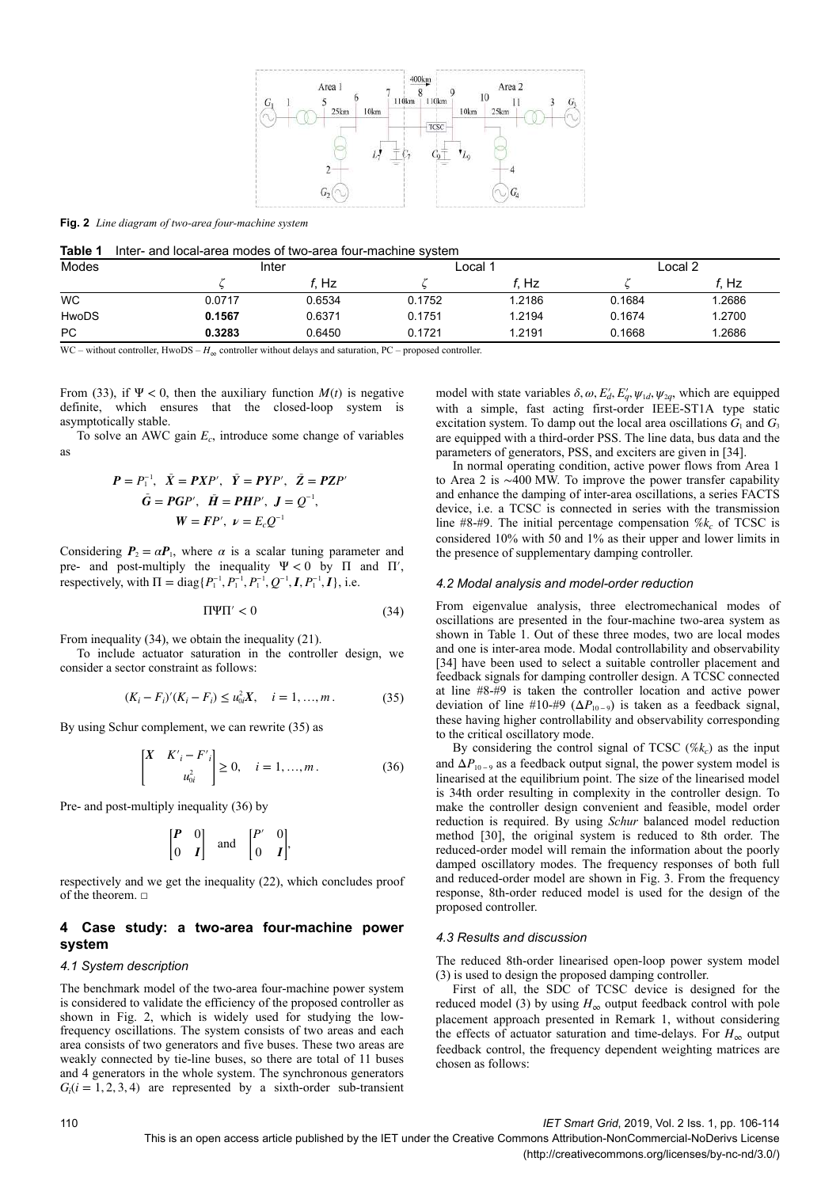**Fig. 2** *Line diagram of two-area four-machine system*

**Table 1** Inter- and local-area modes of two-area four-machine system

| Modes | Inter | | Local 1 | | Local 2 | |
|---|---|---|---|---|---|---|
| | $\zeta$ | *f*, Hz | $\zeta$ | *f*, Hz | $\zeta$ | *f*, Hz |
| WC | 0.0717 | 0.6534 | 0.1752 | 1.2186 | 0.1684 | 1.2686 |
| HwoDS | **0.1567** | 0.6371 | 0.1751 | 1.2194 | 0.1674 | 1.2700 |
| PC | **0.3283** | 0.6450 | 0.1721 | 1.2191 | 0.1668 | 1.2686 |

WC – without controller, HwoDS – $H_\infty$ controller without delays and saturation, PC – proposed controller.

From (33), if $\Psi < 0$, then the auxiliary function $M(t)$ is negative definite, which ensures that the closed-loop system is asymptotically stable.

To solve an AWC gain $E_c$, introduce some change of variables as

$$\boldsymbol{P} = P_1^{-1}, \quad \bar{\boldsymbol{X}} = \boldsymbol{P}X P', \quad \bar{\boldsymbol{Y}} = \boldsymbol{P}Y P', \quad \bar{\boldsymbol{Z}} = \boldsymbol{P}Z P'$$
$$\bar{\boldsymbol{G}} = \boldsymbol{P}G P', \quad \bar{\boldsymbol{H}} = \boldsymbol{P}H P', \quad \boldsymbol{J} = Q^{-1},$$
$$\boldsymbol{W} = \boldsymbol{F}P', \quad \boldsymbol{\nu} = E_c Q^{-1}$$

Considering $\boldsymbol{P}_2 = \alpha \boldsymbol{P}_1$, where $\alpha$ is a scalar tuning parameter and pre- and post-multiply the inequality $\Psi < 0$ by $\Pi$ and $\Pi'$, respectively, with $\Pi = \text{diag}\{P_1^{-1}, P_1^{-1}, P_1^{-1}, Q^{-1}, \boldsymbol{I}, P_1^{-1}, \boldsymbol{I}\}$, i.e.

$$\Pi \Psi \Pi' < 0 \tag{34}$$

From inequality (34), we obtain the inequality (21).

To include actuator saturation in the controller design, we consider a sector constraint as follows:

$$(K_i - F_i)'(K_i - F_i) \le u_{0i}^2 X, \quad i = 1, \ldots, m. \tag{35}$$

By using Schur complement, we can rewrite (35) as

$$\begin{bmatrix} \boldsymbol{X} & K'_i - F'_i \\ & u_{0i}^2 \end{bmatrix} \ge 0, \quad i = 1, \ldots, m. \tag{36}$$

Pre- and post-multiply inequality (36) by

$$\begin{bmatrix} \boldsymbol{P} & 0 \\ 0 & \boldsymbol{I} \end{bmatrix} \quad \text{and} \quad \begin{bmatrix} P' & 0 \\ 0 & \boldsymbol{I} \end{bmatrix},$$

respectively and we get the inequality (22), which concludes proof of the theorem. □

## 4 Case study: a two-area four-machine power system

### 4.1 System description

The benchmark model of the two-area four-machine power system is considered to validate the efficiency of the proposed controller as shown in Fig. 2, which is widely used for studying the low-frequency oscillations. The system consists of two areas and each area consists of two generators and five buses. These two areas are weakly connected by tie-line buses, so there are total of 11 buses and 4 generators in the whole system. The synchronous generators $G_i (i = 1, 2, 3, 4)$ are represented by a sixth-order sub-transient model with state variables $\delta, \omega, E'_d, E'_q, \psi_{1d}, \psi_{2q}$, which are equipped with a simple, fast acting first-order IEEE-ST1A type static excitation system. To damp out the local area oscillations $G_1$ and $G_3$ are equipped with a third-order PSS. The line data, bus data and the parameters of generators, PSS, and exciters are given in [34].

In normal operating condition, active power flows from Area 1 to Area 2 is ∼400 MW. To improve the power transfer capability and enhance the damping of inter-area oscillations, a series FACTS device, i.e. a TCSC is connected in series with the transmission line #8-#9. The initial percentage compensation $\%k_c$ of TCSC is considered 10% with 50 and 1% as their upper and lower limits in the presence of supplementary damping controller.

### 4.2 Modal analysis and model-order reduction

From eigenvalue analysis, three electromechanical modes of oscillations are presented in the four-machine two-area system as shown in Table 1. Out of these three modes, two are local modes and one is inter-area mode. Modal controllability and observability [34] have been used to select a suitable controller placement and feedback signals for damping controller design. A TCSC connected at line #8-#9 is taken the controller location and active power deviation of line #10-#9 ($\Delta P_{10-9}$) is taken as a feedback signal, these having higher controllability and observability corresponding to the critical oscillatory mode.

By considering the control signal of TCSC ($\%k_c$) as the input and $\Delta P_{10-9}$ as a feedback output signal, the power system model is linearised at the equilibrium point. The size of the linearised model is 34th order resulting in complexity in the controller design. To make the controller design convenient and feasible, model order reduction is required. By using *Schur* balanced model reduction method [30], the original system is reduced to 8th order. The reduced-order model will remain the information about the poorly damped oscillatory modes. The frequency responses of both full and reduced-order model are shown in Fig. 3. From the frequency response, 8th-order reduced model is used for the design of the proposed controller.

### 4.3 Results and discussion

The reduced 8th-order linearised open-loop power system model (3) is used to design the proposed damping controller.

First of all, the SDC of TCSC device is designed for the reduced model (3) by using $H_\infty$ output feedback control with pole placement approach presented in Remark 1, without considering the effects of actuator saturation and time-delays. For $H_\infty$ output feedback control, the frequency dependent weighting matrices are chosen as follows: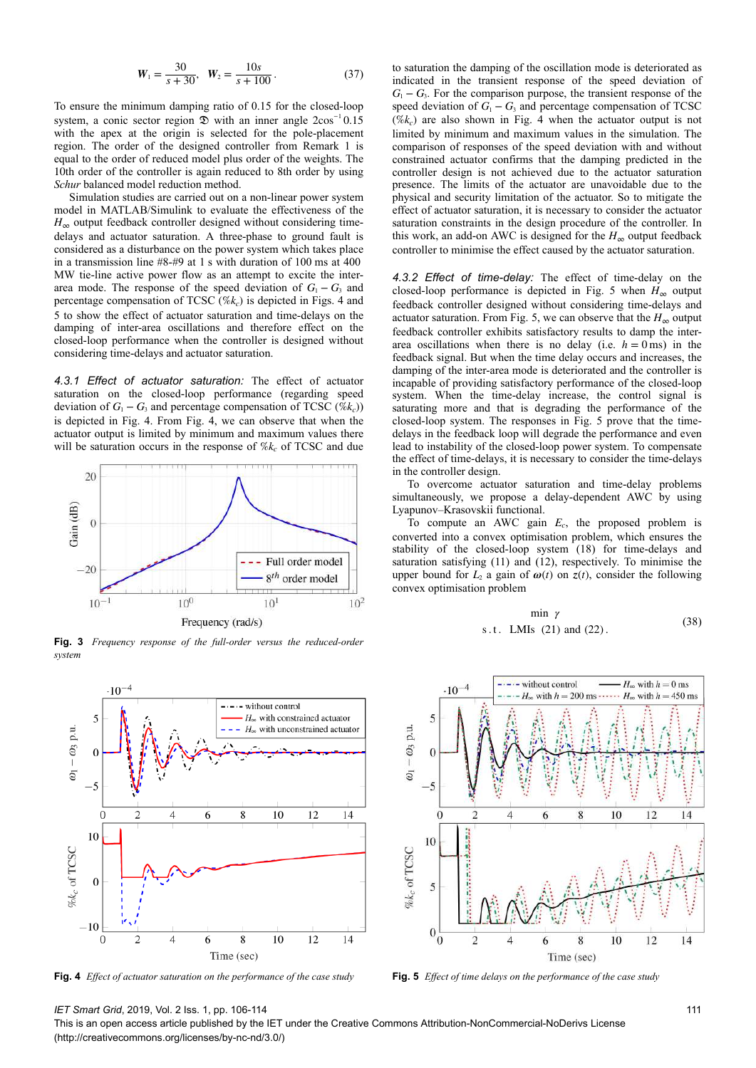$$W_1 = \frac{30}{s+30}, \quad W_2 = \frac{10s}{s+100}. \tag{37}$$

To ensure the minimum damping ratio of 0.15 for the closed-loop system, a conic sector region $\mathfrak{D}$ with an inner angle $2\cos^{-1}0.15$ with the apex at the origin is selected for the pole-placement region. The order of the designed controller from Remark 1 is equal to the order of reduced model plus order of the weights. The 10th order of the controller is again reduced to 8th order by using *Schur* balanced model reduction method.

Simulation studies are carried out on a non-linear power system model in MATLAB/Simulink to evaluate the effectiveness of the $H_\infty$ output feedback controller designed without considering time-delays and actuator saturation. A three-phase to ground fault is considered as a disturbance on the power system which takes place in a transmission line #8-#9 at 1 s with duration of 100 ms at 400 MW tie-line active power flow as an attempt to excite the inter-area mode. The response of the speed deviation of $G_1 - G_3$ and percentage compensation of TCSC ($\%k_c$) is depicted in Figs. 4 and 5 to show the effect of actuator saturation and time-delays on the damping of inter-area oscillations and therefore effect on the closed-loop performance when the controller is designed without considering time-delays and actuator saturation.

*4.3.1 Effect of actuator saturation:* The effect of actuator saturation on the closed-loop performance (regarding speed deviation of $G_1 - G_3$ and percentage compensation of TCSC ($\%k_c$)) is depicted in Fig. 4. From Fig. 4, we can observe that when the actuator output is limited by minimum and maximum values there will be saturation occurs in the response of $\%k_c$ of TCSC and due to saturation the damping of the oscillation mode is deteriorated as indicated in the transient response of the speed deviation of $G_1 - G_3$. For the comparison purpose, the transient response of the speed deviation of $G_1 - G_3$ and percentage compensation of TCSC ($\%k_c$) are also shown in Fig. 4 when the actuator output is not limited by minimum and maximum values in the simulation. The comparison of responses of the speed deviation with and without constrained actuator confirms that the damping predicted in the controller design is not achieved due to the actuator saturation presence. The limits of the actuator are unavoidable due to the physical and security limitation of the actuator. So to mitigate the effect of actuator saturation, it is necessary to consider the actuator saturation constraints in the design procedure of the controller. In this work, an add-on AWC is designed for the $H_\infty$ output feedback controller to minimise the effect caused by the actuator saturation.

**Fig. 3** *Frequency response of the full-order versus the reduced-order system*

*4.3.2 Effect of time-delay:* The effect of time-delay on the closed-loop performance is depicted in Fig. 5 when $H_\infty$ output feedback controller designed without considering time-delays and actuator saturation. From Fig. 5, we can observe that the $H_\infty$ output feedback controller exhibits satisfactory results to damp the inter-area oscillations when there is no delay (i.e. $h = 0$ ms) in the feedback signal. But when the time delay occurs and increases, the damping of the inter-area mode is deteriorated and the controller is incapable of providing satisfactory performance of the closed-loop system. When the time-delay increase, the control signal is saturating more and that is degrading the performance of the closed-loop system. The responses in Fig. 5 prove that the time-delays in the feedback loop will degrade the performance and even lead to instability of the closed-loop power system. To compensate the effect of time-delays, it is necessary to consider the time-delays in the controller design.

To overcome actuator saturation and time-delay problems simultaneously, we propose a delay-dependent AWC by using Lyapunov–Krasovskii functional.

To compute an AWC gain $E_c$, the proposed problem is converted into a convex optimisation problem, which ensures the stability of the closed-loop system (18) for time-delays and saturation satisfying (11) and (12), respectively. To minimise the upper bound for $L_2$ a gain of $\boldsymbol{\omega}(t)$ on $z(t)$, consider the following convex optimisation problem

$$\begin{aligned} &\min \ \gamma \\ &\text{s.t.} \ \ \text{LMIs (21) and (22)}. \end{aligned} \tag{38}$$

**Fig. 4** *Effect of actuator saturation on the performance of the case study*

**Fig. 5** *Effect of time delays on the performance of the case study*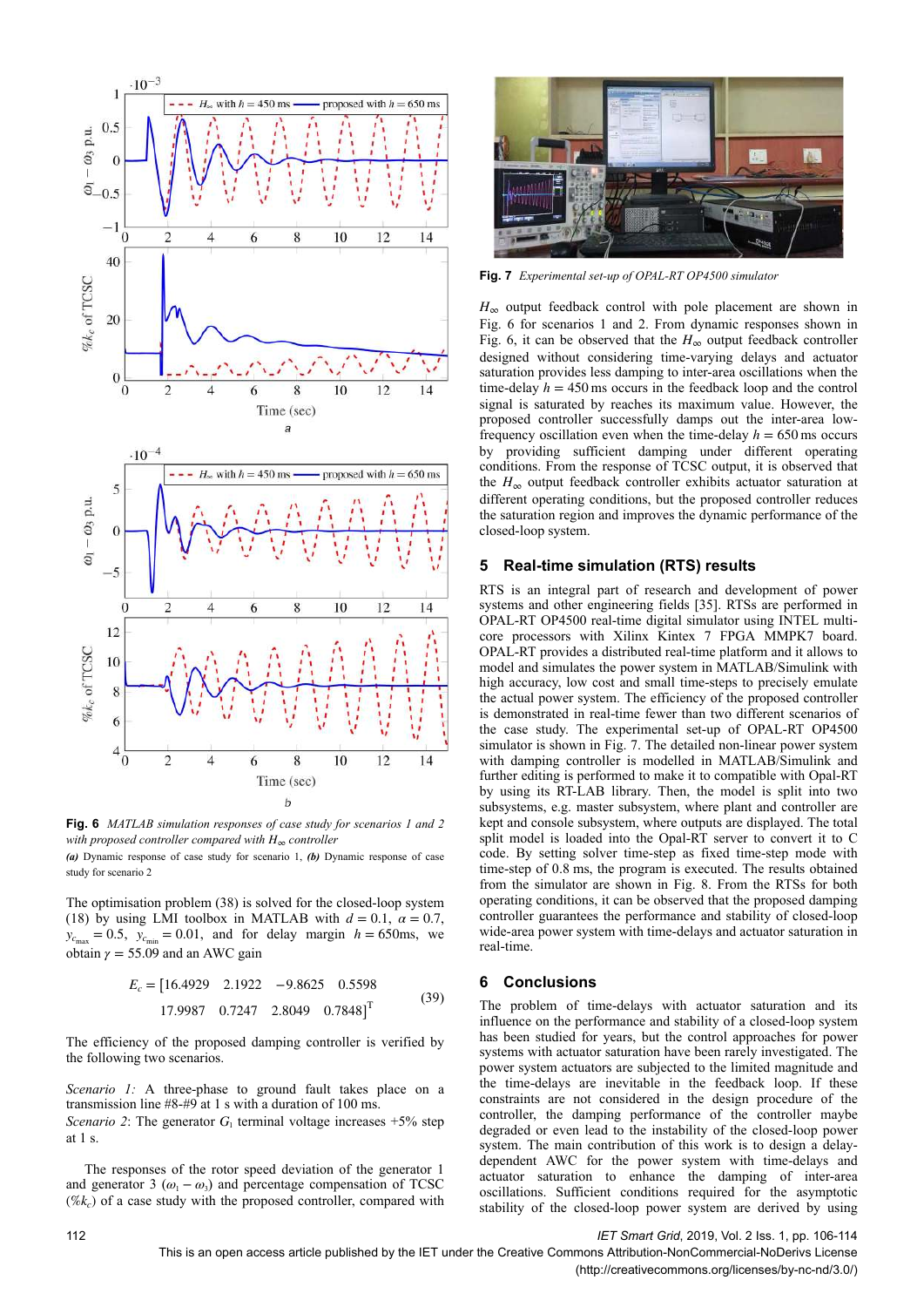Fig. 6 *MATLAB simulation responses of case study for scenarios 1 and 2 with proposed controller compared with $H_\infty$ controller*

*(a)* Dynamic response of case study for scenario 1, *(b)* Dynamic response of case study for scenario 2

The optimisation problem (38) is solved for the closed-loop system (18) by using LMI toolbox in MATLAB with $d = 0.1$, $\alpha = 0.7$, $y_{c_{\max}} = 0.5$, $y_{c_{\min}} = 0.01$, and for delay margin $h = 650\text{ms}$, we obtain $\gamma = 55.09$ and an AWC gain

$$E_c = [16.4929 \quad 2.1922 \quad -9.8625 \quad 0.5598 \quad 17.9987 \quad 0.7247 \quad 2.8049 \quad 0.7848]^{\mathrm{T}} \tag{39}$$

The efficiency of the proposed damping controller is verified by the following two scenarios.

*Scenario 1:* A three-phase to ground fault takes place on a transmission line #8-#9 at 1 s with a duration of 100 ms.

*Scenario 2*: The generator $G_1$ terminal voltage increases +5% step at 1 s.

The responses of the rotor speed deviation of the generator 1 and generator 3 ($\omega_1 - \omega_3$) and percentage compensation of TCSC ($\%k_c$) of a case study with the proposed controller, compared with $H_\infty$ output feedback control with pole placement are shown in Fig. 6 for scenarios 1 and 2. From dynamic responses shown in Fig. 6, it can be observed that the $H_\infty$ output feedback controller designed without considering time-varying delays and actuator saturation provides less damping to inter-area oscillations when the time-delay $h = 450$ ms occurs in the feedback loop and the control signal is saturated by reaches its maximum value. However, the proposed controller successfully damps out the inter-area low-frequency oscillation even when the time-delay $h = 650$ ms occurs by providing sufficient damping under different operating conditions. From the response of TCSC output, it is observed that the $H_\infty$ output feedback controller exhibits actuator saturation at different operating conditions, but the proposed controller reduces the saturation region and improves the dynamic performance of the closed-loop system.

Fig. 7 *Experimental set-up of OPAL-RT OP4500 simulator*

## 5 Real-time simulation (RTS) results

RTS is an integral part of research and development of power systems and other engineering fields [35]. RTSs are performed in OPAL-RT OP4500 real-time digital simulator using INTEL multi-core processors with Xilinx Kintex 7 FPGA MMPK7 board. OPAL-RT provides a distributed real-time platform and it allows to model and simulates the power system in MATLAB/Simulink with high accuracy, low cost and small time-steps to precisely emulate the actual power system. The efficiency of the proposed controller is demonstrated in real-time fewer than two different scenarios of the case study. The experimental set-up of OPAL-RT OP4500 simulator is shown in Fig. 7. The detailed non-linear power system with damping controller is modelled in MATLAB/Simulink and further editing is performed to make it to compatible with Opal-RT by using its RT-LAB library. Then, the model is split into two subsystems, e.g. master subsystem, where plant and controller are kept and console subsystem, where outputs are displayed. The total split model is loaded into the Opal-RT server to convert it to C code. By setting solver time-step as fixed time-step mode with time-step of 0.8 ms, the program is executed. The results obtained from the simulator are shown in Fig. 8. From the RTSs for both operating conditions, it can be observed that the proposed damping controller guarantees the performance and stability of closed-loop wide-area power system with time-delays and actuator saturation in real-time.

## 6 Conclusions

The problem of time-delays with actuator saturation and its influence on the performance and stability of a closed-loop system has been studied for years, but the control approaches for power systems with actuator saturation have been rarely investigated. The power system actuators are subjected to the limited magnitude and the time-delays are inevitable in the feedback loop. If these constraints are not considered in the design procedure of the controller, the damping performance of the controller maybe degraded or even lead to the instability of the closed-loop power system. The main contribution of this work is to design a delay-dependent AWC for the power system with time-delays and actuator saturation to enhance the damping of inter-area oscillations. Sufficient conditions required for the asymptotic stability of the closed-loop power system are derived by using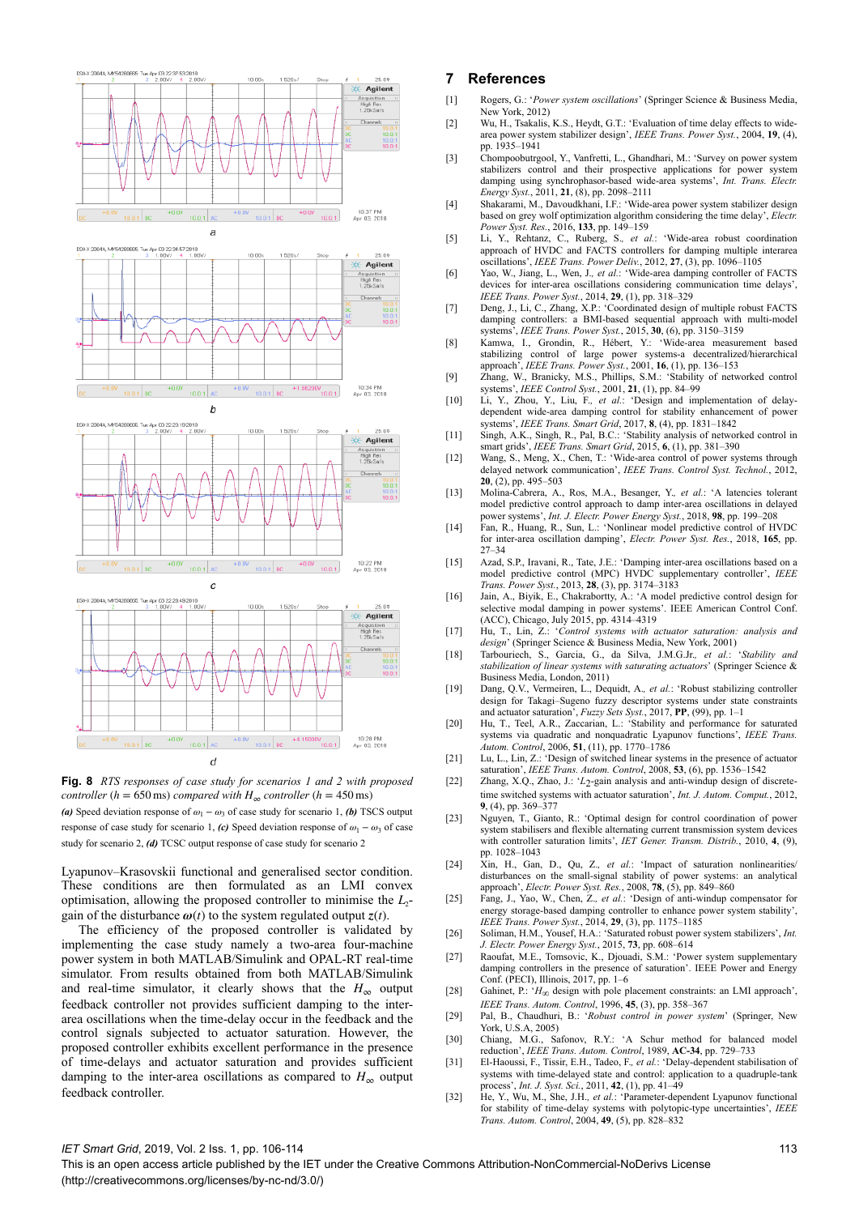**Fig. 8** *RTS responses of case study for scenarios 1 and 2 with proposed controller (h = 650 ms) compared with $H_\infty$ controller (h = 450 ms)*
***(a)*** Speed deviation response of $\omega_1 - \omega_3$ of case study for scenario 1, ***(b)*** TSCS output response of case study for scenario 1, ***(c)*** Speed deviation response of $\omega_1 - \omega_3$ of case study for scenario 2, ***(d)*** TCSC output response of case study for scenario 2

Lyapunov–Krasovskii functional and generalised sector condition. These conditions are then formulated as an LMI convex optimisation, allowing the proposed controller to minimise the $L_2$-gain of the disturbance $\boldsymbol{\omega}(t)$ to the system regulated output $z(t)$.

The efficiency of the proposed controller is validated by implementing the case study namely a two-area four-machine power system in both MATLAB/Simulink and OPAL-RT real-time simulator. From results obtained from both MATLAB/Simulink and real-time simulator, it clearly shows that the $H_\infty$ output feedback controller not provides sufficient damping to the inter-area oscillations when the time-delay occur in the feedback and the control signals subjected to actuator saturation. However, the proposed controller exhibits excellent performance in the presence of time-delays and actuator saturation and provides sufficient damping to the inter-area oscillations as compared to $H_\infty$ output feedback controller.

## 7 References

[1] Rogers, G.: '*Power system oscillations*' (Springer Science & Business Media, New York, 2012)

[2] Wu, H., Tsakalis, K.S., Heydt, G.T.: 'Evaluation of time delay effects to wide-area power system stabilizer design', *IEEE Trans. Power Syst.*, 2004, **19**, (4), pp. 1935–1941

[3] Chompoobutrgool, Y., Vanfretti, L., Ghandhari, M.: 'Survey on power system stabilizers control and their prospective applications for power system damping using synchrophasor-based wide-area systems', *Int. Trans. Electr. Energy Syst.*, 2011, **21**, (8), pp. 2098–2111

[4] Shakarami, M., Davoudkhani, I.F.: 'Wide-area power system stabilizer design based on grey wolf optimization algorithm considering the time delay', *Electr. Power Syst. Res.*, 2016, **133**, pp. 149–159

[5] Li, Y., Rehtanz, C., Ruberg, S., *et al.*: 'Wide-area robust coordination approach of HVDC and FACTS controllers for damping multiple interarea oscillations', *IEEE Trans. Power Deliv.*, 2012, **27**, (3), pp. 1096–1105

[6] Yao, W., Jiang, L., Wen, J., *et al.*: 'Wide-area damping controller of FACTS devices for inter-area oscillations considering communication time delays', *IEEE Trans. Power Syst.*, 2014, **29**, (1), pp. 318–329

[7] Deng, J., Li, C., Zhang, X.P.: 'Coordinated design of multiple robust FACTS damping controllers: a BMI-based sequential approach with multi-model systems', *IEEE Trans. Power Syst.*, 2015, **30**, (6), pp. 3150–3159

[8] Kamwa, I., Grondin, R., Hébert, Y.: 'Wide-area measurement based stabilizing control of large power systems-a decentralized/hierarchical approach', *IEEE Trans. Power Syst.*, 2001, **16**, (1), pp. 136–153

[9] Zhang, W., Branicky, M.S., Phillips, S.M.: 'Stability of networked control systems', *IEEE Control Syst.*, 2001, **21**, (1), pp. 84–99

[10] Li, Y., Zhou, Y., Liu, F., *et al.*: 'Design and implementation of delay-dependent wide-area damping control for stability enhancement of power systems', *IEEE Trans. Smart Grid*, 2017, **8**, (4), pp. 1831–1842

[11] Singh, A.K., Singh, R., Pal, B.C.: 'Stability analysis of networked control in smart grids', *IEEE Trans. Smart Grid*, 2015, **6**, (1), pp. 381–390

[12] Wang, S., Meng, X., Chen, T.: 'Wide-area control of power systems through delayed network communication', *IEEE Trans. Control Syst. Technol.*, 2012, **20**, (2), pp. 495–503

[13] Molina-Cabrera, A., Ros, M.A., Besanger, Y., *et al.*: 'A latencies tolerant model predictive control approach to damp inter-area oscillations in delayed power systems', *Int. J. Electr. Power Energy Syst.*, 2018, **98**, pp. 199–208

[14] Fan, R., Huang, R., Sun, L.: 'Nonlinear model predictive control of HVDC for inter-area oscillation damping', *Electr. Power Syst. Res.*, 2018, **165**, pp. 27–34

[15] Azad, S.P., Iravani, R., Tate, J.E.: 'Damping inter-area oscillations based on a model predictive control (MPC) HVDC supplementary controller', *IEEE Trans. Power Syst.*, 2013, **28**, (3), pp. 3174–3183

[16] Jain, A., Biyik, E., Chakrabortty, A.: 'A model predictive control design for selective modal damping in power systems'. IEEE American Control Conf. (ACC), Chicago, July 2015, pp. 4314–4319

[17] Hu, T., Lin, Z.: '*Control systems with actuator saturation: analysis and design*' (Springer Science & Business Media, New York, 2001)

[18] Tarbouriech, S., Garcia, G., da Silva, J.M.G.Jr., *et al.*: '*Stability and stabilization of linear systems with saturating actuators*' (Springer Science & Business Media, London, 2011)

[19] Dang, Q.V., Vermeiren, L., Dequidt, A., *et al.*: 'Robust stabilizing controller design for Takagi–Sugeno fuzzy descriptor systems under state constraints and actuator saturation', *Fuzzy Sets Syst.*, 2017, **PP**, (99), pp. 1–1

[20] Hu, T., Teel, A.R., Zaccarian, L.: 'Stability and performance for saturated systems via quadratic and nonquadratic Lyapunov functions', *IEEE Trans. Autom. Control*, 2006, **51**, (11), pp. 1770–1786

[21] Lu, L., Lin, Z.: 'Design of switched linear systems in the presence of actuator saturation', *IEEE Trans. Autom. Control*, 2008, **53**, (6), pp. 1536–1542

[22] Zhang, X.Q., Zhao, J.: '$L_2$-gain analysis and anti-windup design of discrete-time switched systems with actuator saturation', *Int. J. Autom. Comput.*, 2012, **9**, (4), pp. 369–377

[23] Nguyen, T., Gianto, R.: 'Optimal design for control coordination of power system stabilisers and flexible alternating current transmission system devices with controller saturation limits', *IET Gener. Transm. Distrib.*, 2010, **4**, (9), pp. 1028–1043

[24] Xin, H., Gan, D., Qu, Z., *et al.*: 'Impact of saturation nonlinearities/disturbances on the small-signal stability of power systems: an analytical approach', *Electr. Power Syst. Res.*, 2008, **78**, (5), pp. 849–860

[25] Fang, J., Yao, W., Chen, Z., *et al.*: 'Design of anti-windup compensator for energy storage-based damping controller to enhance power system stability', *IEEE Trans. Power Syst.*, 2014, **29**, (3), pp. 1175–1185

[26] Soliman, H.M., Yousef, H.A.: 'Saturated robust power system stabilizers', *Int. J. Electr. Power Energy Syst.*, 2015, **73**, pp. 608–614

[27] Raoufat, M.E., Tomsovic, K., Djouadi, S.M.: 'Power system supplementary damping controllers in the presence of saturation'. IEEE Power and Energy Conf. (PECI), Illinois, 2017, pp. 1–6

[28] Gahinet, P.: '$H_\infty$ design with pole placement constraints: an LMI approach', *IEEE Trans. Autom. Control*, 1996, **45**, (3), pp. 358–367

[29] Pal, B., Chaudhuri, B.: '*Robust control in power system*' (Springer, New York, U.S.A, 2005)

[30] Chiang, M.G., Safonov, R.Y.: 'A Schur method for balanced model reduction', *IEEE Trans. Autom. Control*, 1989, **AC-34**, pp. 729–733

[31] El-Haoussi, F., Tissir, E.H., Tadeo, F., *et al.*: 'Delay-dependent stabilisation of systems with time-delayed state and control: application to a quadruple-tank process', *Int. J. Syst. Sci.*, 2011, **42**, (1), pp. 41–49

[32] He, Y., Wu, M., She, J.H., *et al.*: 'Parameter-dependent Lyapunov functional for stability of time-delay systems with polytopic-type uncertainties', *IEEE Trans. Autom. Control*, 2004, **49**, (5), pp. 828–832

This is an open access article published by the IET under the Creative Commons Attribution-NonCommercial-NoDerivs License (http://creativecommons.org/licenses/by-nc-nd/3.0/)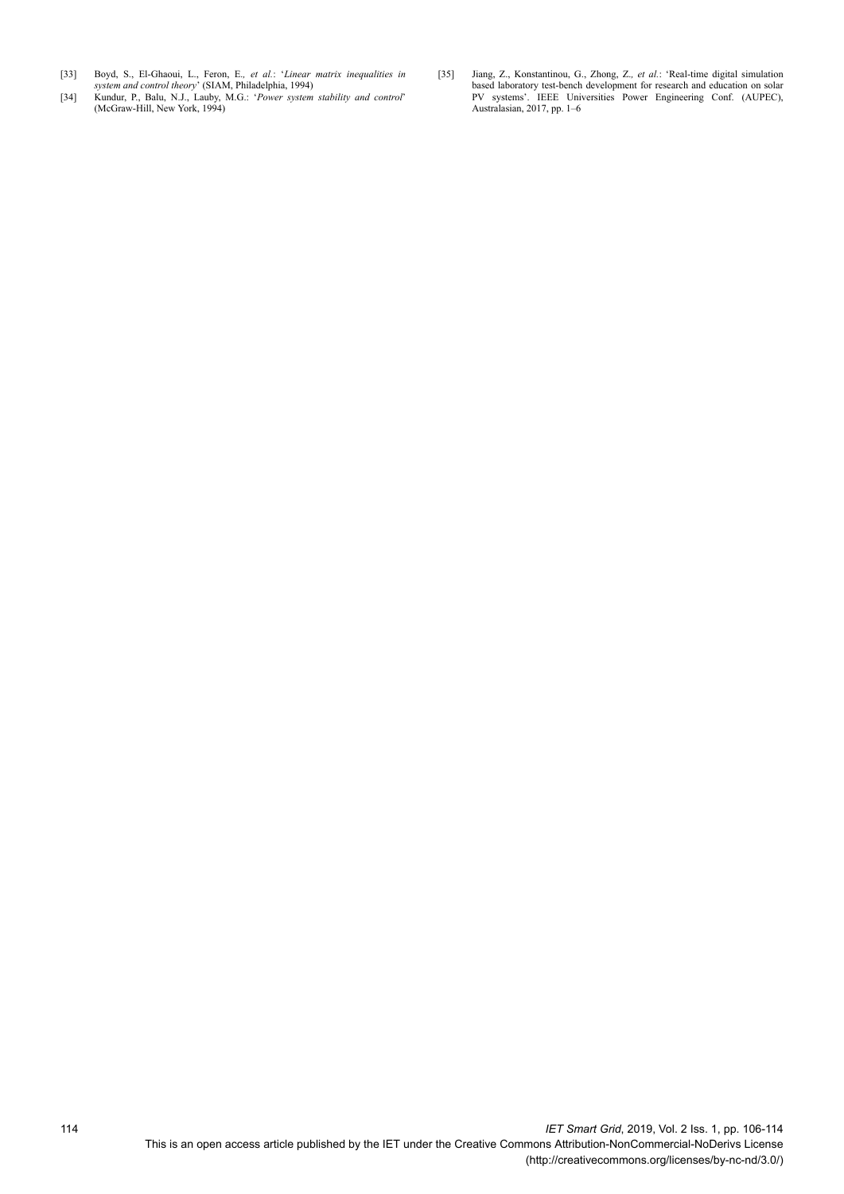[33] Boyd, S., El-Ghaoui, L., Feron, E., *et al.*: '*Linear matrix inequalities in system and control theory*' (SIAM, Philadelphia, 1994)

[34] Kundur, P., Balu, N.J., Lauby, M.G.: '*Power system stability and control*' (McGraw-Hill, New York, 1994)

[35] Jiang, Z., Konstantinou, G., Zhong, Z., *et al.*: 'Real-time digital simulation based laboratory test-bench development for research and education on solar PV systems'. IEEE Universities Power Engineering Conf. (AUPEC), Australasian, 2017, pp. 1–6

This is an open access article published by the IET under the Creative Commons Attribution-NonCommercial-NoDerivs License (http://creativecommons.org/licenses/by-nc-nd/3.0/)